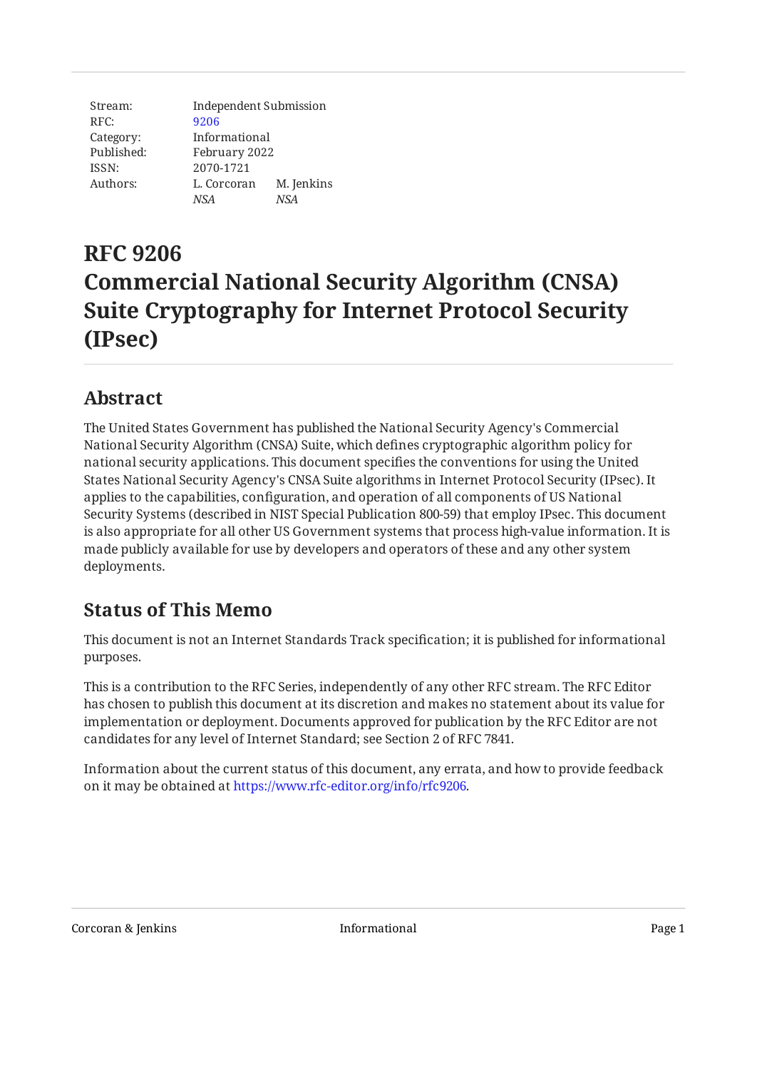| | | |
|---|---|---|
| Stream: | Independent Submission | |
| RFC: | 9206 | |
| Category: | Informational | |
| Published: | February 2022 | |
| ISSN: | 2070-1721 | |
| Authors: | L. Corcoran | M. Jenkins |
| | *NSA* | *NSA* |

# RFC 9206 Commercial National Security Algorithm (CNSA) Suite Cryptography for Internet Protocol Security (IPsec)

## Abstract

The United States Government has published the National Security Agency's Commercial National Security Algorithm (CNSA) Suite, which defines cryptographic algorithm policy for national security applications. This document specifies the conventions for using the United States National Security Agency's CNSA Suite algorithms in Internet Protocol Security (IPsec). It applies to the capabilities, configuration, and operation of all components of US National Security Systems (described in NIST Special Publication 800-59) that employ IPsec. This document is also appropriate for all other US Government systems that process high-value information. It is made publicly available for use by developers and operators of these and any other system deployments.

## Status of This Memo

This document is not an Internet Standards Track specification; it is published for informational purposes.

This is a contribution to the RFC Series, independently of any other RFC stream. The RFC Editor has chosen to publish this document at its discretion and makes no statement about its value for implementation or deployment. Documents approved for publication by the RFC Editor are not candidates for any level of Internet Standard; see Section 2 of RFC 7841.

Information about the current status of this document, any errata, and how to provide feedback on it may be obtained at https://www.rfc-editor.org/info/rfc9206.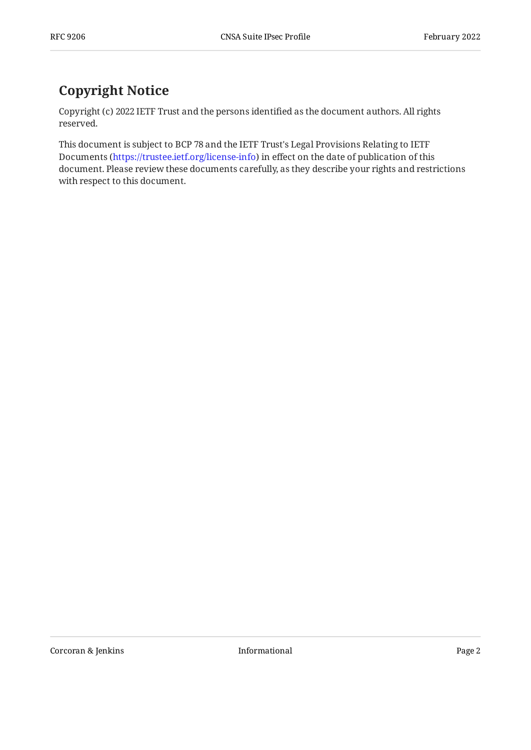## Copyright Notice

Copyright (c) 2022 IETF Trust and the persons identified as the document authors. All rights reserved.

This document is subject to BCP 78 and the IETF Trust's Legal Provisions Relating to IETF Documents (https://trustee.ietf.org/license-info) in effect on the date of publication of this document. Please review these documents carefully, as they describe your rights and restrictions with respect to this document.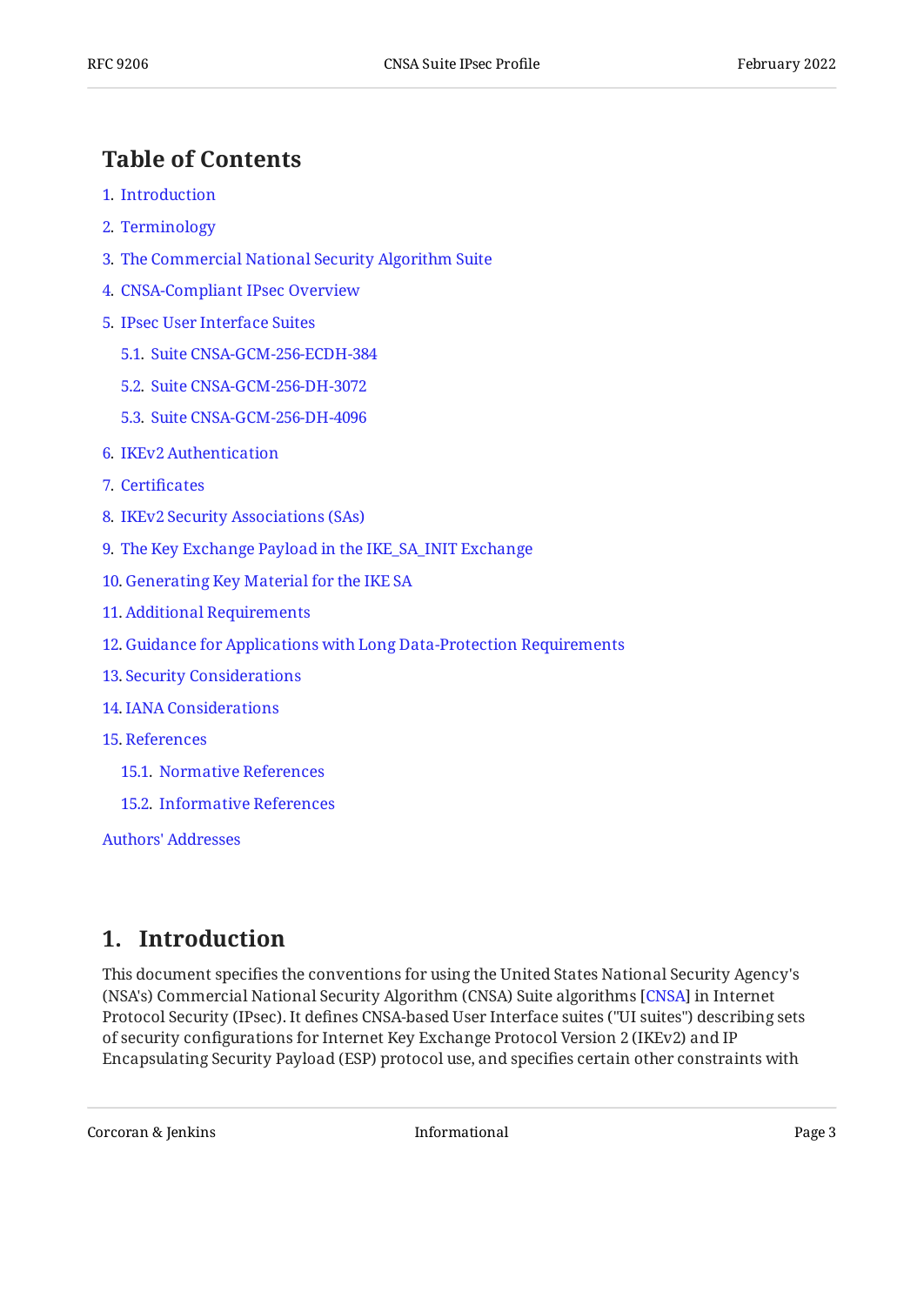## Table of Contents

1. Introduction
2. Terminology
3. The Commercial National Security Algorithm Suite
4. CNSA-Compliant IPsec Overview
5. IPsec User Interface Suites
   - 5.1. Suite CNSA-GCM-256-ECDH-384
   - 5.2. Suite CNSA-GCM-256-DH-3072
   - 5.3. Suite CNSA-GCM-256-DH-4096
6. IKEv2 Authentication
7. Certificates
8. IKEv2 Security Associations (SAs)
9. The Key Exchange Payload in the IKE_SA_INIT Exchange
10. Generating Key Material for the IKE SA
11. Additional Requirements
12. Guidance for Applications with Long Data-Protection Requirements
13. Security Considerations
14. IANA Considerations
15. References
    - 15.1. Normative References
    - 15.2. Informative References

Authors' Addresses

## 1. Introduction

This document specifies the conventions for using the United States National Security Agency's (NSA's) Commercial National Security Algorithm (CNSA) Suite algorithms [CNSA] in Internet Protocol Security (IPsec). It defines CNSA-based User Interface suites ("UI suites") describing sets of security configurations for Internet Key Exchange Protocol Version 2 (IKEv2) and IP Encapsulating Security Payload (ESP) protocol use, and specifies certain other constraints with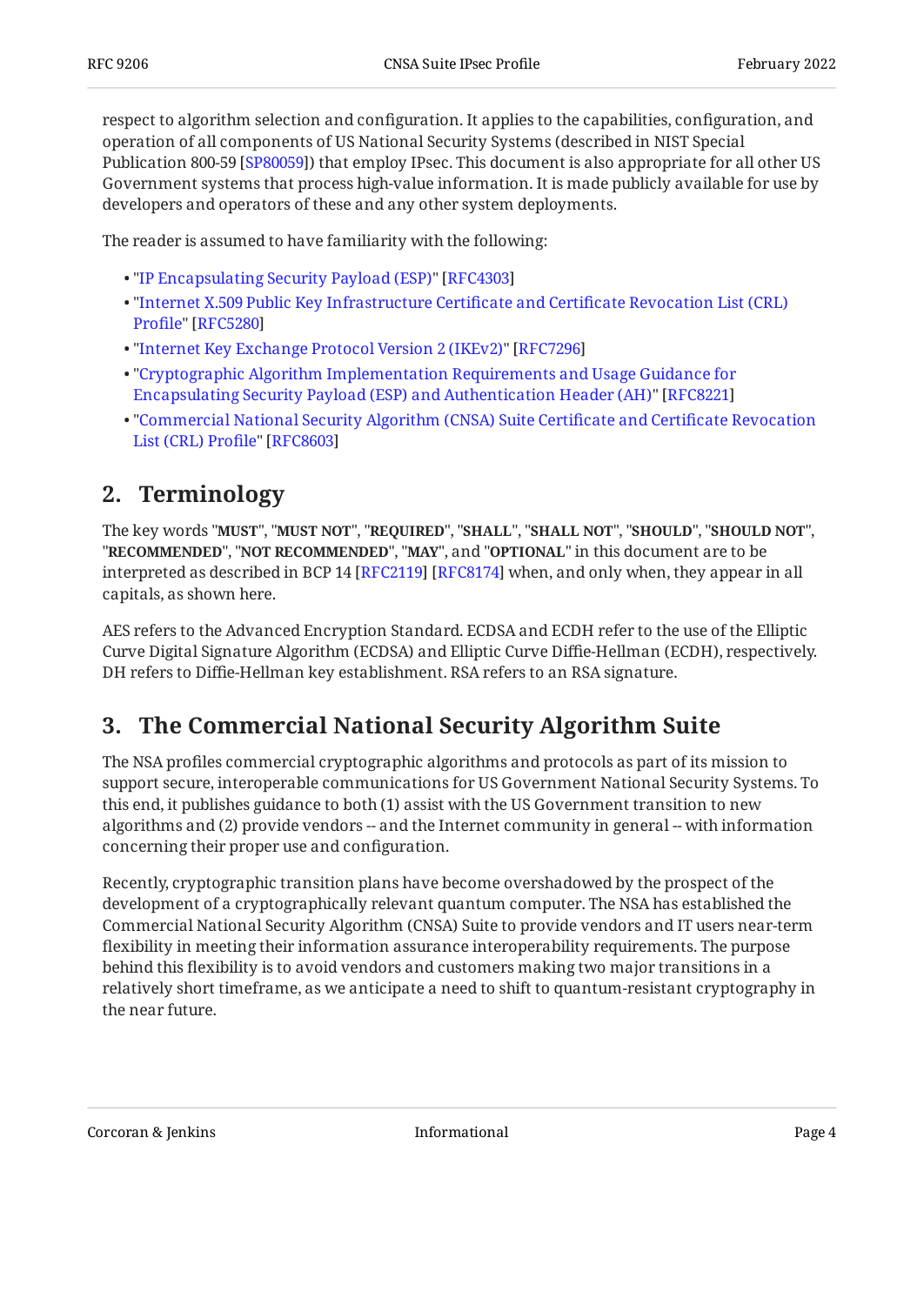respect to algorithm selection and configuration. It applies to the capabilities, configuration, and operation of all components of US National Security Systems (described in NIST Special Publication 800-59 [SP80059]) that employ IPsec. This document is also appropriate for all other US Government systems that process high-value information. It is made publicly available for use by developers and operators of these and any other system deployments.

The reader is assumed to have familiarity with the following:

- "IP Encapsulating Security Payload (ESP)" [RFC4303]
- "Internet X.509 Public Key Infrastructure Certificate and Certificate Revocation List (CRL) Profile" [RFC5280]
- "Internet Key Exchange Protocol Version 2 (IKEv2)" [RFC7296]
- "Cryptographic Algorithm Implementation Requirements and Usage Guidance for Encapsulating Security Payload (ESP) and Authentication Header (AH)" [RFC8221]
- "Commercial National Security Algorithm (CNSA) Suite Certificate and Certificate Revocation List (CRL) Profile" [RFC8603]

## 2. Terminology

The key words "**MUST**", "**MUST NOT**", "**REQUIRED**", "**SHALL**", "**SHALL NOT**", "**SHOULD**", "**SHOULD NOT**", "**RECOMMENDED**", "**NOT RECOMMENDED**", "**MAY**", and "**OPTIONAL**" in this document are to be interpreted as described in BCP 14 [RFC2119] [RFC8174] when, and only when, they appear in all capitals, as shown here.

AES refers to the Advanced Encryption Standard. ECDSA and ECDH refer to the use of the Elliptic Curve Digital Signature Algorithm (ECDSA) and Elliptic Curve Diffie-Hellman (ECDH), respectively. DH refers to Diffie-Hellman key establishment. RSA refers to an RSA signature.

## 3. The Commercial National Security Algorithm Suite

The NSA profiles commercial cryptographic algorithms and protocols as part of its mission to support secure, interoperable communications for US Government National Security Systems. To this end, it publishes guidance to both (1) assist with the US Government transition to new algorithms and (2) provide vendors -- and the Internet community in general -- with information concerning their proper use and configuration.

Recently, cryptographic transition plans have become overshadowed by the prospect of the development of a cryptographically relevant quantum computer. The NSA has established the Commercial National Security Algorithm (CNSA) Suite to provide vendors and IT users near-term flexibility in meeting their information assurance interoperability requirements. The purpose behind this flexibility is to avoid vendors and customers making two major transitions in a relatively short timeframe, as we anticipate a need to shift to quantum-resistant cryptography in the near future.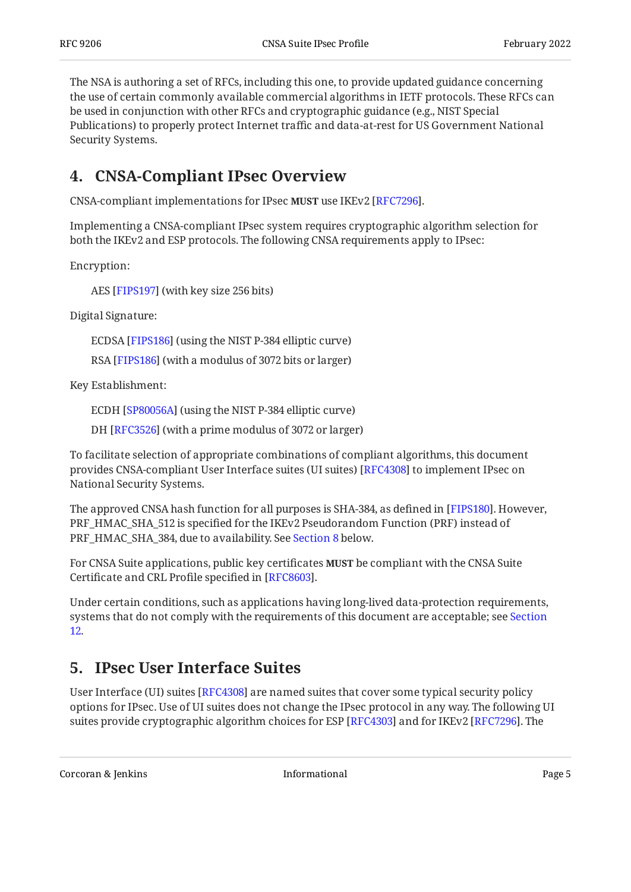The NSA is authoring a set of RFCs, including this one, to provide updated guidance concerning the use of certain commonly available commercial algorithms in IETF protocols. These RFCs can be used in conjunction with other RFCs and cryptographic guidance (e.g., NIST Special Publications) to properly protect Internet traffic and data-at-rest for US Government National Security Systems.

## 4. CNSA-Compliant IPsec Overview

CNSA-compliant implementations for IPsec **MUST** use IKEv2 [RFC7296].

Implementing a CNSA-compliant IPsec system requires cryptographic algorithm selection for both the IKEv2 and ESP protocols. The following CNSA requirements apply to IPsec:

Encryption:

> AES [FIPS197] (with key size 256 bits)

Digital Signature:

> ECDSA [FIPS186] (using the NIST P-384 elliptic curve)
>
> RSA [FIPS186] (with a modulus of 3072 bits or larger)

Key Establishment:

> ECDH [SP80056A] (using the NIST P-384 elliptic curve)
>
> DH [RFC3526] (with a prime modulus of 3072 or larger)

To facilitate selection of appropriate combinations of compliant algorithms, this document provides CNSA-compliant User Interface suites (UI suites) [RFC4308] to implement IPsec on National Security Systems.

The approved CNSA hash function for all purposes is SHA-384, as defined in [FIPS180]. However, PRF_HMAC_SHA_512 is specified for the IKEv2 Pseudorandom Function (PRF) instead of PRF_HMAC_SHA_384, due to availability. See Section 8 below.

For CNSA Suite applications, public key certificates **MUST** be compliant with the CNSA Suite Certificate and CRL Profile specified in [RFC8603].

Under certain conditions, such as applications having long-lived data-protection requirements, systems that do not comply with the requirements of this document are acceptable; see Section 12.

## 5. IPsec User Interface Suites

User Interface (UI) suites [RFC4308] are named suites that cover some typical security policy options for IPsec. Use of UI suites does not change the IPsec protocol in any way. The following UI suites provide cryptographic algorithm choices for ESP [RFC4303] and for IKEv2 [RFC7296]. The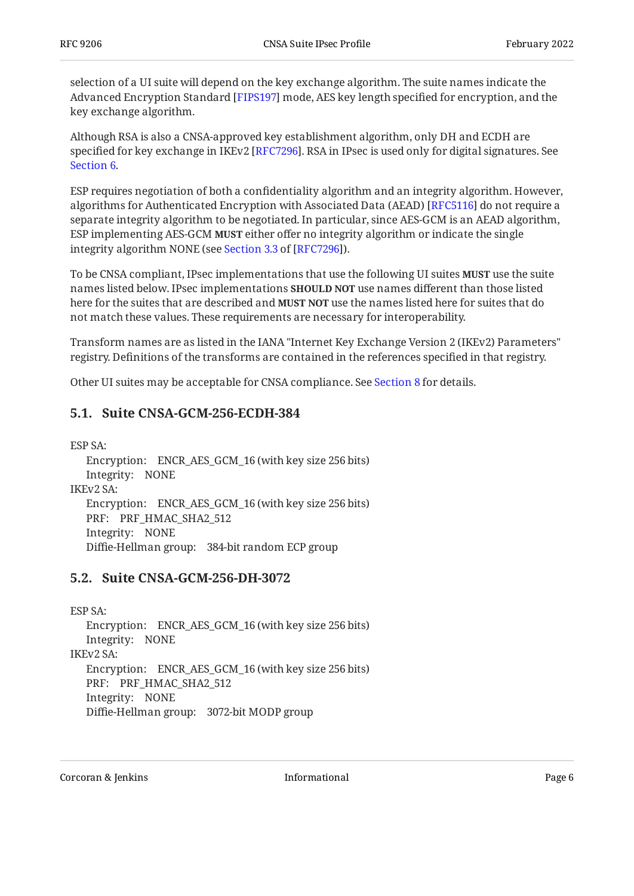selection of a UI suite will depend on the key exchange algorithm. The suite names indicate the Advanced Encryption Standard [FIPS197] mode, AES key length specified for encryption, and the key exchange algorithm.

Although RSA is also a CNSA-approved key establishment algorithm, only DH and ECDH are specified for key exchange in IKEv2 [RFC7296]. RSA in IPsec is used only for digital signatures. See Section 6.

ESP requires negotiation of both a confidentiality algorithm and an integrity algorithm. However, algorithms for Authenticated Encryption with Associated Data (AEAD) [RFC5116] do not require a separate integrity algorithm to be negotiated. In particular, since AES-GCM is an AEAD algorithm, ESP implementing AES-GCM **MUST** either offer no integrity algorithm or indicate the single integrity algorithm NONE (see Section 3.3 of [RFC7296]).

To be CNSA compliant, IPsec implementations that use the following UI suites **MUST** use the suite names listed below. IPsec implementations **SHOULD NOT** use names different than those listed here for the suites that are described and **MUST NOT** use the names listed here for suites that do not match these values. These requirements are necessary for interoperability.

Transform names are as listed in the IANA "Internet Key Exchange Version 2 (IKEv2) Parameters" registry. Definitions of the transforms are contained in the references specified in that registry.

Other UI suites may be acceptable for CNSA compliance. See Section 8 for details.

## 5.1. Suite CNSA-GCM-256-ECDH-384

ESP SA:
- Encryption: ENCR_AES_GCM_16 (with key size 256 bits)
- Integrity: NONE

IKEv2 SA:
- Encryption: ENCR_AES_GCM_16 (with key size 256 bits)
- PRF: PRF_HMAC_SHA2_512
- Integrity: NONE
- Diffie-Hellman group: 384-bit random ECP group

## 5.2. Suite CNSA-GCM-256-DH-3072

ESP SA:
- Encryption: ENCR_AES_GCM_16 (with key size 256 bits)
- Integrity: NONE

IKEv2 SA:
- Encryption: ENCR_AES_GCM_16 (with key size 256 bits)
- PRF: PRF_HMAC_SHA2_512
- Integrity: NONE
- Diffie-Hellman group: 3072-bit MODP group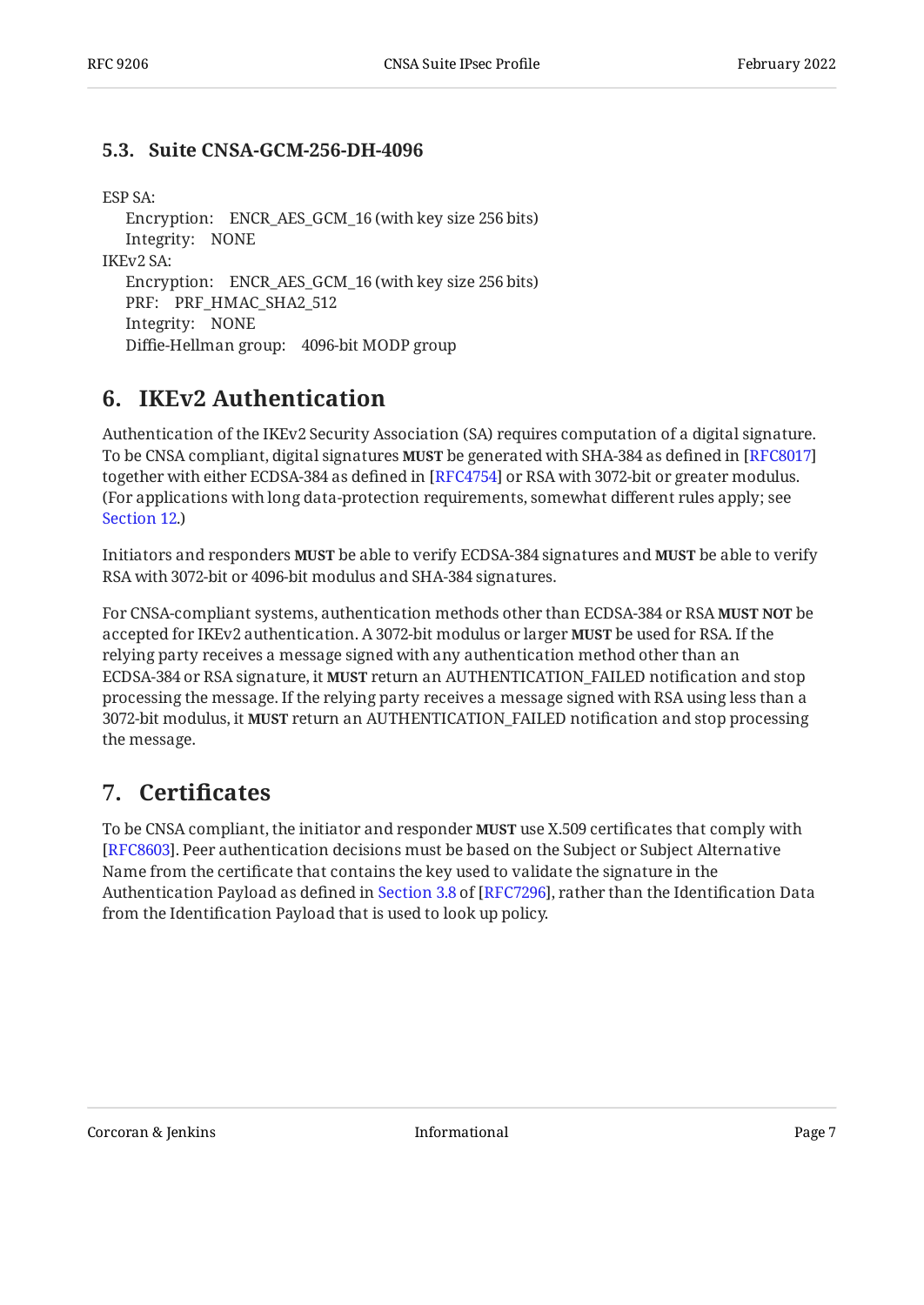### 5.3. Suite CNSA-GCM-256-DH-4096

ESP SA:

- Encryption: ENCR_AES_GCM_16 (with key size 256 bits)
- Integrity: NONE

IKEv2 SA:

- Encryption: ENCR_AES_GCM_16 (with key size 256 bits)
- PRF: PRF_HMAC_SHA2_512
- Integrity: NONE
- Diffie-Hellman group: 4096-bit MODP group

## 6. IKEv2 Authentication

Authentication of the IKEv2 Security Association (SA) requires computation of a digital signature. To be CNSA compliant, digital signatures **MUST** be generated with SHA-384 as defined in [RFC8017] together with either ECDSA-384 as defined in [RFC4754] or RSA with 3072-bit or greater modulus. (For applications with long data-protection requirements, somewhat different rules apply; see Section 12.)

Initiators and responders **MUST** be able to verify ECDSA-384 signatures and **MUST** be able to verify RSA with 3072-bit or 4096-bit modulus and SHA-384 signatures.

For CNSA-compliant systems, authentication methods other than ECDSA-384 or RSA **MUST NOT** be accepted for IKEv2 authentication. A 3072-bit modulus or larger **MUST** be used for RSA. If the relying party receives a message signed with any authentication method other than an ECDSA-384 or RSA signature, it **MUST** return an AUTHENTICATION_FAILED notification and stop processing the message. If the relying party receives a message signed with RSA using less than a 3072-bit modulus, it **MUST** return an AUTHENTICATION_FAILED notification and stop processing the message.

## 7. Certificates

To be CNSA compliant, the initiator and responder **MUST** use X.509 certificates that comply with [RFC8603]. Peer authentication decisions must be based on the Subject or Subject Alternative Name from the certificate that contains the key used to validate the signature in the Authentication Payload as defined in Section 3.8 of [RFC7296], rather than the Identification Data from the Identification Payload that is used to look up policy.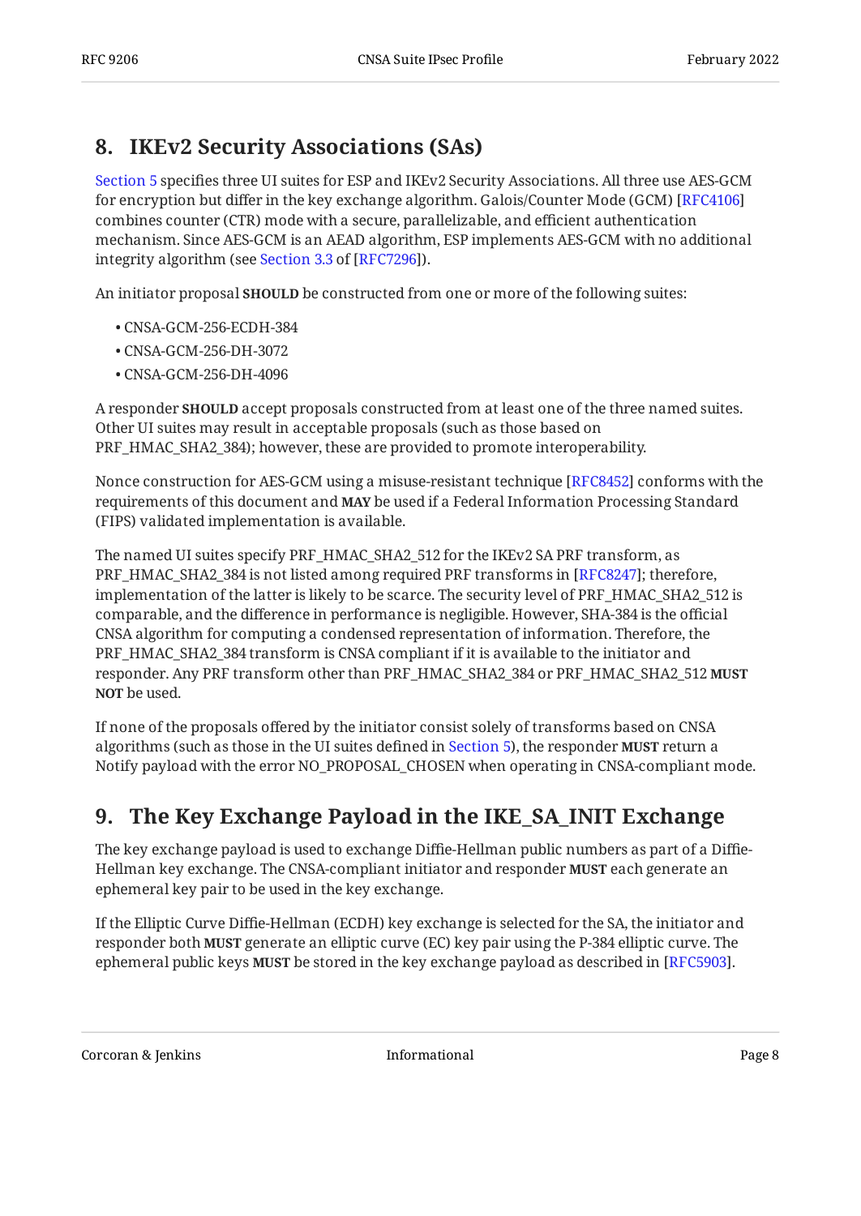## 8. IKEv2 Security Associations (SAs)

Section 5 specifies three UI suites for ESP and IKEv2 Security Associations. All three use AES-GCM for encryption but differ in the key exchange algorithm. Galois/Counter Mode (GCM) [RFC4106] combines counter (CTR) mode with a secure, parallelizable, and efficient authentication mechanism. Since AES-GCM is an AEAD algorithm, ESP implements AES-GCM with no additional integrity algorithm (see Section 3.3 of [RFC7296]).

An initiator proposal **SHOULD** be constructed from one or more of the following suites:

- CNSA-GCM-256-ECDH-384
- CNSA-GCM-256-DH-3072
- CNSA-GCM-256-DH-4096

A responder **SHOULD** accept proposals constructed from at least one of the three named suites. Other UI suites may result in acceptable proposals (such as those based on PRF_HMAC_SHA2_384); however, these are provided to promote interoperability.

Nonce construction for AES-GCM using a misuse-resistant technique [RFC8452] conforms with the requirements of this document and **MAY** be used if a Federal Information Processing Standard (FIPS) validated implementation is available.

The named UI suites specify PRF_HMAC_SHA2_512 for the IKEv2 SA PRF transform, as PRF_HMAC_SHA2_384 is not listed among required PRF transforms in [RFC8247]; therefore, implementation of the latter is likely to be scarce. The security level of PRF_HMAC_SHA2_512 is comparable, and the difference in performance is negligible. However, SHA-384 is the official CNSA algorithm for computing a condensed representation of information. Therefore, the PRF_HMAC_SHA2_384 transform is CNSA compliant if it is available to the initiator and responder. Any PRF transform other than PRF_HMAC_SHA2_384 or PRF_HMAC_SHA2_512 **MUST NOT** be used.

If none of the proposals offered by the initiator consist solely of transforms based on CNSA algorithms (such as those in the UI suites defined in Section 5), the responder **MUST** return a Notify payload with the error NO_PROPOSAL_CHOSEN when operating in CNSA-compliant mode.

## 9. The Key Exchange Payload in the IKE_SA_INIT Exchange

The key exchange payload is used to exchange Diffie-Hellman public numbers as part of a Diffie-Hellman key exchange. The CNSA-compliant initiator and responder **MUST** each generate an ephemeral key pair to be used in the key exchange.

If the Elliptic Curve Diffie-Hellman (ECDH) key exchange is selected for the SA, the initiator and responder both **MUST** generate an elliptic curve (EC) key pair using the P-384 elliptic curve. The ephemeral public keys **MUST** be stored in the key exchange payload as described in [RFC5903].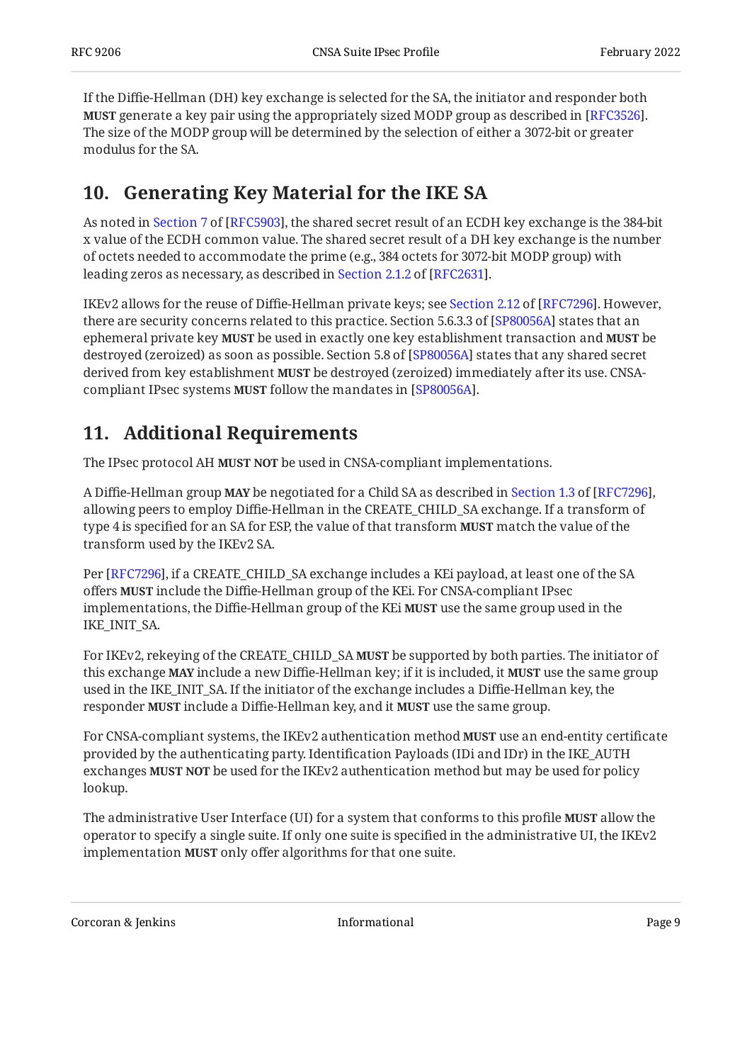If the Diffie-Hellman (DH) key exchange is selected for the SA, the initiator and responder both **MUST** generate a key pair using the appropriately sized MODP group as described in [RFC3526]. The size of the MODP group will be determined by the selection of either a 3072-bit or greater modulus for the SA.

## 10. Generating Key Material for the IKE SA

As noted in Section 7 of [RFC5903], the shared secret result of an ECDH key exchange is the 384-bit x value of the ECDH common value. The shared secret result of a DH key exchange is the number of octets needed to accommodate the prime (e.g., 384 octets for 3072-bit MODP group) with leading zeros as necessary, as described in Section 2.1.2 of [RFC2631].

IKEv2 allows for the reuse of Diffie-Hellman private keys; see Section 2.12 of [RFC7296]. However, there are security concerns related to this practice. Section 5.6.3.3 of [SP80056A] states that an ephemeral private key **MUST** be used in exactly one key establishment transaction and **MUST** be destroyed (zeroized) as soon as possible. Section 5.8 of [SP80056A] states that any shared secret derived from key establishment **MUST** be destroyed (zeroized) immediately after its use. CNSA-compliant IPsec systems **MUST** follow the mandates in [SP80056A].

## 11. Additional Requirements

The IPsec protocol AH **MUST NOT** be used in CNSA-compliant implementations.

A Diffie-Hellman group **MAY** be negotiated for a Child SA as described in Section 1.3 of [RFC7296], allowing peers to employ Diffie-Hellman in the CREATE_CHILD_SA exchange. If a transform of type 4 is specified for an SA for ESP, the value of that transform **MUST** match the value of the transform used by the IKEv2 SA.

Per [RFC7296], if a CREATE_CHILD_SA exchange includes a KEi payload, at least one of the SA offers **MUST** include the Diffie-Hellman group of the KEi. For CNSA-compliant IPsec implementations, the Diffie-Hellman group of the KEi **MUST** use the same group used in the IKE_INIT_SA.

For IKEv2, rekeying of the CREATE_CHILD_SA **MUST** be supported by both parties. The initiator of this exchange **MAY** include a new Diffie-Hellman key; if it is included, it **MUST** use the same group used in the IKE_INIT_SA. If the initiator of the exchange includes a Diffie-Hellman key, the responder **MUST** include a Diffie-Hellman key, and it **MUST** use the same group.

For CNSA-compliant systems, the IKEv2 authentication method **MUST** use an end-entity certificate provided by the authenticating party. Identification Payloads (IDi and IDr) in the IKE_AUTH exchanges **MUST NOT** be used for the IKEv2 authentication method but may be used for policy lookup.

The administrative User Interface (UI) for a system that conforms to this profile **MUST** allow the operator to specify a single suite. If only one suite is specified in the administrative UI, the IKEv2 implementation **MUST** only offer algorithms for that one suite.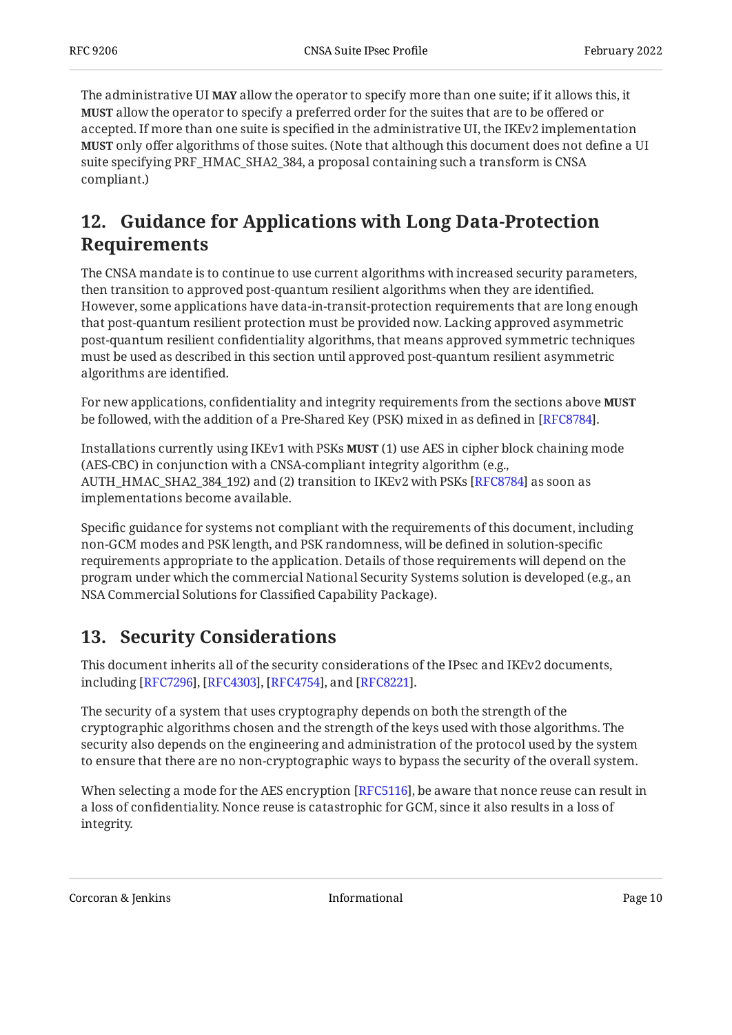The administrative UI **MAY** allow the operator to specify more than one suite; if it allows this, it **MUST** allow the operator to specify a preferred order for the suites that are to be offered or accepted. If more than one suite is specified in the administrative UI, the IKEv2 implementation **MUST** only offer algorithms of those suites. (Note that although this document does not define a UI suite specifying PRF_HMAC_SHA2_384, a proposal containing such a transform is CNSA compliant.)

## 12. Guidance for Applications with Long Data-Protection Requirements

The CNSA mandate is to continue to use current algorithms with increased security parameters, then transition to approved post-quantum resilient algorithms when they are identified. However, some applications have data-in-transit-protection requirements that are long enough that post-quantum resilient protection must be provided now. Lacking approved asymmetric post-quantum resilient confidentiality algorithms, that means approved symmetric techniques must be used as described in this section until approved post-quantum resilient asymmetric algorithms are identified.

For new applications, confidentiality and integrity requirements from the sections above **MUST** be followed, with the addition of a Pre-Shared Key (PSK) mixed in as defined in [RFC8784].

Installations currently using IKEv1 with PSKs **MUST** (1) use AES in cipher block chaining mode (AES-CBC) in conjunction with a CNSA-compliant integrity algorithm (e.g., AUTH_HMAC_SHA2_384_192) and (2) transition to IKEv2 with PSKs [RFC8784] as soon as implementations become available.

Specific guidance for systems not compliant with the requirements of this document, including non-GCM modes and PSK length, and PSK randomness, will be defined in solution-specific requirements appropriate to the application. Details of those requirements will depend on the program under which the commercial National Security Systems solution is developed (e.g., an NSA Commercial Solutions for Classified Capability Package).

## 13. Security Considerations

This document inherits all of the security considerations of the IPsec and IKEv2 documents, including [RFC7296], [RFC4303], [RFC4754], and [RFC8221].

The security of a system that uses cryptography depends on both the strength of the cryptographic algorithms chosen and the strength of the keys used with those algorithms. The security also depends on the engineering and administration of the protocol used by the system to ensure that there are no non-cryptographic ways to bypass the security of the overall system.

When selecting a mode for the AES encryption [RFC5116], be aware that nonce reuse can result in a loss of confidentiality. Nonce reuse is catastrophic for GCM, since it also results in a loss of integrity.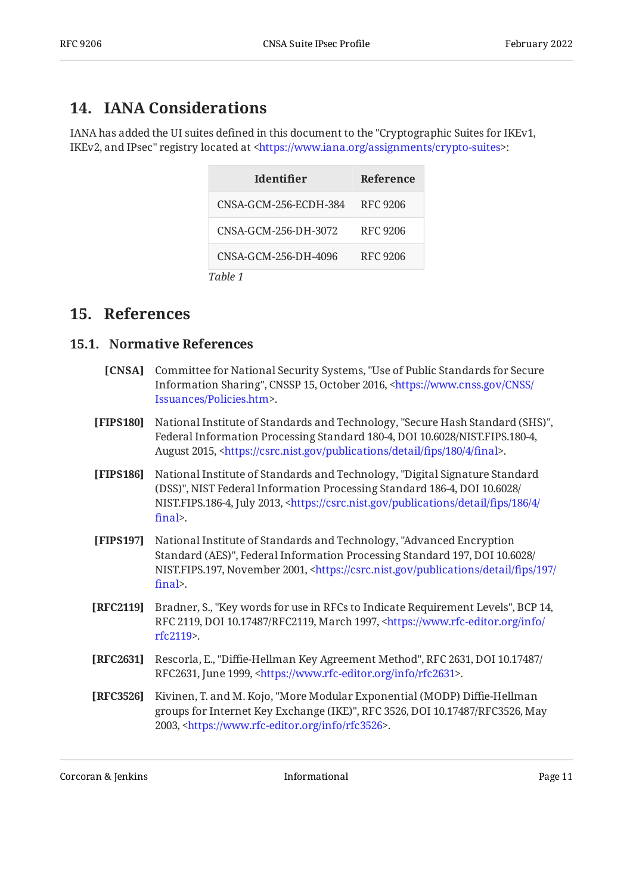## 14. IANA Considerations

IANA has added the UI suites defined in this document to the "Cryptographic Suites for IKEv1, IKEv2, and IPsec" registry located at <https://www.iana.org/assignments/crypto-suites>:

| Identifier | Reference |
| --- | --- |
| CNSA-GCM-256-ECDH-384 | RFC 9206 |
| CNSA-GCM-256-DH-3072 | RFC 9206 |
| CNSA-GCM-256-DH-4096 | RFC 9206 |

*Table 1*

## 15. References

### 15.1. Normative References

**[CNSA]** Committee for National Security Systems, "Use of Public Standards for Secure Information Sharing", CNSSP 15, October 2016, <https://www.cnss.gov/CNSS/Issuances/Policies.htm>.

**[FIPS180]** National Institute of Standards and Technology, "Secure Hash Standard (SHS)", Federal Information Processing Standard 180-4, DOI 10.6028/NIST.FIPS.180-4, August 2015, <https://csrc.nist.gov/publications/detail/fips/180/4/final>.

**[FIPS186]** National Institute of Standards and Technology, "Digital Signature Standard (DSS)", NIST Federal Information Processing Standard 186-4, DOI 10.6028/NIST.FIPS.186-4, July 2013, <https://csrc.nist.gov/publications/detail/fips/186/4/final>.

**[FIPS197]** National Institute of Standards and Technology, "Advanced Encryption Standard (AES)", Federal Information Processing Standard 197, DOI 10.6028/NIST.FIPS.197, November 2001, <https://csrc.nist.gov/publications/detail/fips/197/final>.

**[RFC2119]** Bradner, S., "Key words for use in RFCs to Indicate Requirement Levels", BCP 14, RFC 2119, DOI 10.17487/RFC2119, March 1997, <https://www.rfc-editor.org/info/rfc2119>.

**[RFC2631]** Rescorla, E., "Diffie-Hellman Key Agreement Method", RFC 2631, DOI 10.17487/RFC2631, June 1999, <https://www.rfc-editor.org/info/rfc2631>.

**[RFC3526]** Kivinen, T. and M. Kojo, "More Modular Exponential (MODP) Diffie-Hellman groups for Internet Key Exchange (IKE)", RFC 3526, DOI 10.17487/RFC3526, May 2003, <https://www.rfc-editor.org/info/rfc3526>.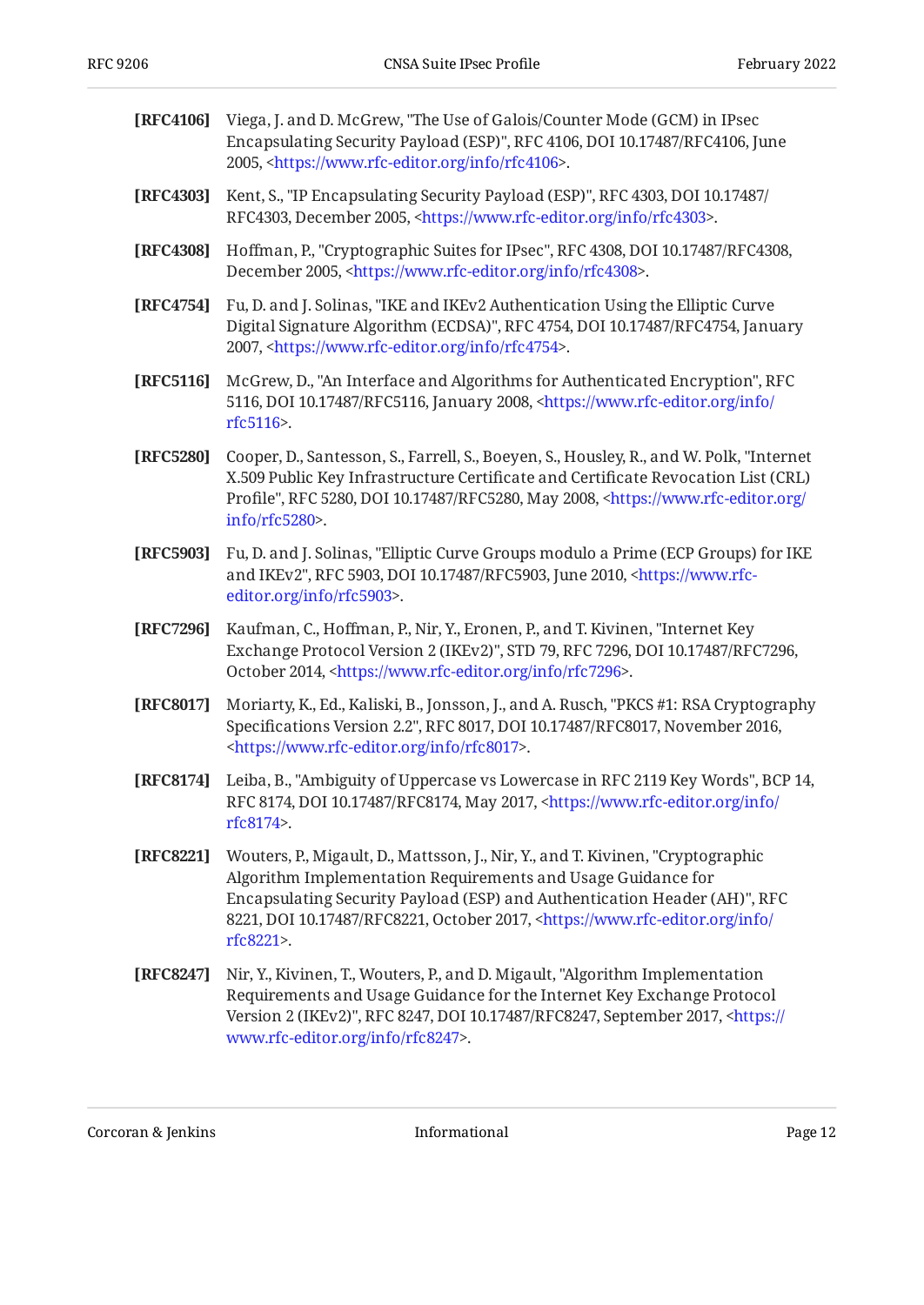**[RFC4106]** Viega, J. and D. McGrew, "The Use of Galois/Counter Mode (GCM) in IPsec Encapsulating Security Payload (ESP)", RFC 4106, DOI 10.17487/RFC4106, June 2005, <https://www.rfc-editor.org/info/rfc4106>.

**[RFC4303]** Kent, S., "IP Encapsulating Security Payload (ESP)", RFC 4303, DOI 10.17487/RFC4303, December 2005, <https://www.rfc-editor.org/info/rfc4303>.

**[RFC4308]** Hoffman, P., "Cryptographic Suites for IPsec", RFC 4308, DOI 10.17487/RFC4308, December 2005, <https://www.rfc-editor.org/info/rfc4308>.

**[RFC4754]** Fu, D. and J. Solinas, "IKE and IKEv2 Authentication Using the Elliptic Curve Digital Signature Algorithm (ECDSA)", RFC 4754, DOI 10.17487/RFC4754, January 2007, <https://www.rfc-editor.org/info/rfc4754>.

**[RFC5116]** McGrew, D., "An Interface and Algorithms for Authenticated Encryption", RFC 5116, DOI 10.17487/RFC5116, January 2008, <https://www.rfc-editor.org/info/rfc5116>.

**[RFC5280]** Cooper, D., Santesson, S., Farrell, S., Boeyen, S., Housley, R., and W. Polk, "Internet X.509 Public Key Infrastructure Certificate and Certificate Revocation List (CRL) Profile", RFC 5280, DOI 10.17487/RFC5280, May 2008, <https://www.rfc-editor.org/info/rfc5280>.

**[RFC5903]** Fu, D. and J. Solinas, "Elliptic Curve Groups modulo a Prime (ECP Groups) for IKE and IKEv2", RFC 5903, DOI 10.17487/RFC5903, June 2010, <https://www.rfc-editor.org/info/rfc5903>.

**[RFC7296]** Kaufman, C., Hoffman, P., Nir, Y., Eronen, P., and T. Kivinen, "Internet Key Exchange Protocol Version 2 (IKEv2)", STD 79, RFC 7296, DOI 10.17487/RFC7296, October 2014, <https://www.rfc-editor.org/info/rfc7296>.

**[RFC8017]** Moriarty, K., Ed., Kaliski, B., Jonsson, J., and A. Rusch, "PKCS #1: RSA Cryptography Specifications Version 2.2", RFC 8017, DOI 10.17487/RFC8017, November 2016, <https://www.rfc-editor.org/info/rfc8017>.

**[RFC8174]** Leiba, B., "Ambiguity of Uppercase vs Lowercase in RFC 2119 Key Words", BCP 14, RFC 8174, DOI 10.17487/RFC8174, May 2017, <https://www.rfc-editor.org/info/rfc8174>.

**[RFC8221]** Wouters, P., Migault, D., Mattsson, J., Nir, Y., and T. Kivinen, "Cryptographic Algorithm Implementation Requirements and Usage Guidance for Encapsulating Security Payload (ESP) and Authentication Header (AH)", RFC 8221, DOI 10.17487/RFC8221, October 2017, <https://www.rfc-editor.org/info/rfc8221>.

**[RFC8247]** Nir, Y., Kivinen, T., Wouters, P., and D. Migault, "Algorithm Implementation Requirements and Usage Guidance for the Internet Key Exchange Protocol Version 2 (IKEv2)", RFC 8247, DOI 10.17487/RFC8247, September 2017, <https://www.rfc-editor.org/info/rfc8247>.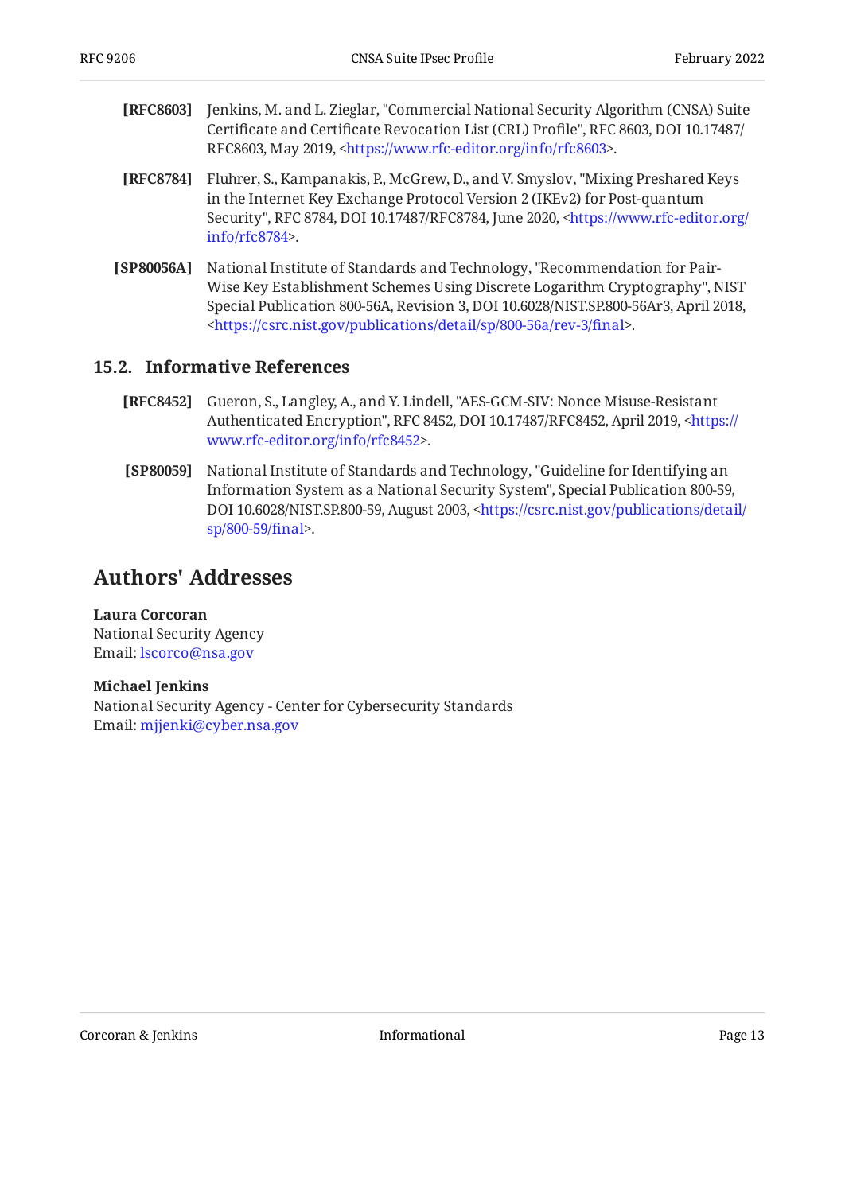**[RFC8603]** Jenkins, M. and L. Zieglar, "Commercial National Security Algorithm (CNSA) Suite Certificate and Certificate Revocation List (CRL) Profile", RFC 8603, DOI 10.17487/RFC8603, May 2019, <https://www.rfc-editor.org/info/rfc8603>.

**[RFC8784]** Fluhrer, S., Kampanakis, P., McGrew, D., and V. Smyslov, "Mixing Preshared Keys in the Internet Key Exchange Protocol Version 2 (IKEv2) for Post-quantum Security", RFC 8784, DOI 10.17487/RFC8784, June 2020, <https://www.rfc-editor.org/info/rfc8784>.

**[SP80056A]** National Institute of Standards and Technology, "Recommendation for Pair-Wise Key Establishment Schemes Using Discrete Logarithm Cryptography", NIST Special Publication 800-56A, Revision 3, DOI 10.6028/NIST.SP.800-56Ar3, April 2018, <https://csrc.nist.gov/publications/detail/sp/800-56a/rev-3/final>.

### 15.2. Informative References

**[RFC8452]** Gueron, S., Langley, A., and Y. Lindell, "AES-GCM-SIV: Nonce Misuse-Resistant Authenticated Encryption", RFC 8452, DOI 10.17487/RFC8452, April 2019, <https://www.rfc-editor.org/info/rfc8452>.

**[SP80059]** National Institute of Standards and Technology, "Guideline for Identifying an Information System as a National Security System", Special Publication 800-59, DOI 10.6028/NIST.SP.800-59, August 2003, <https://csrc.nist.gov/publications/detail/sp/800-59/final>.

## Authors' Addresses

**Laura Corcoran**
National Security Agency
Email: lscorco@nsa.gov

**Michael Jenkins**
National Security Agency - Center for Cybersecurity Standards
Email: mjjenki@cyber.nsa.gov